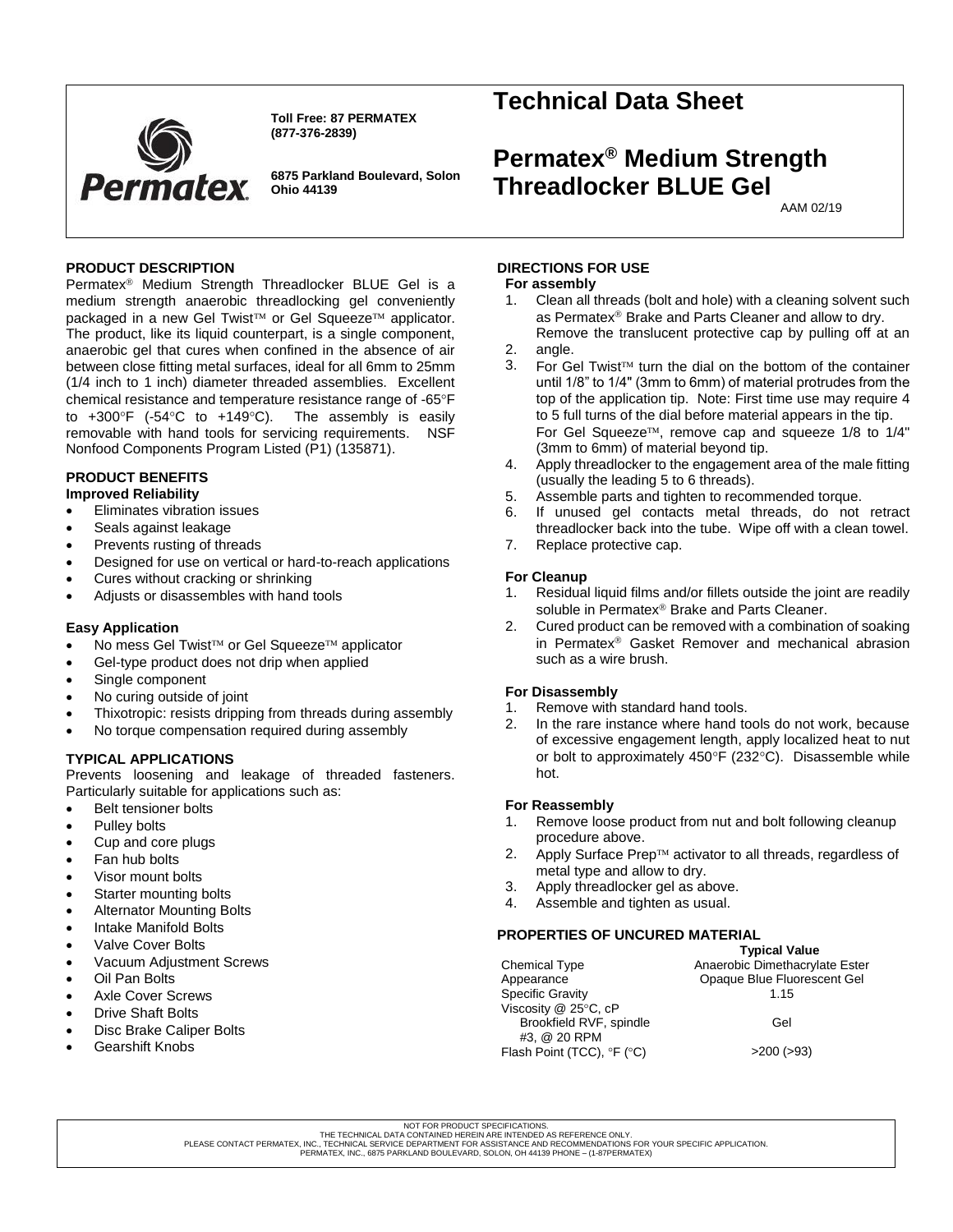Toll Free: 87 PERMATEX (877-376-2839)

6875 Parkland Boulevard, Solon Ohio 44139

# Technical Data Sheet

# Permatex® Medium Strength Threadlocker BLUE Gel

AAM 02/19

## PRODUCT DESCRIPTION

Permatex® Medium Strength Threadlocker BLUE Gel is a medium strength anaerobic threadlocking gel conveniently packaged in a new Gel Twist™ or Gel Squeeze™ applicator. The product, like its liquid counterpart, is a single component, anaerobic gel that cures when confined in the absence of air between close fitting metal surfaces, ideal for all 6mm to 25mm (1/4 inch to 1 inch) diameter threaded assemblies. Excellent chemical resistance and temperature resistance range of -65°F to +300°F (-54°C to +149°C). The assembly is easily removable with hand tools for servicing requirements. NSF Nonfood Components Program Listed (P1) (135871).

## PRODUCT BENEFITS

### Improved Reliability

- Eliminates vibration issues
- Seals against leakage
- Prevents rusting of threads
- Designed for use on vertical or hard-to-reach applications
- Cures without cracking or shrinking
- Adjusts or disassembles with hand tools

### Easy Application

- No mess Gel Twist™ or Gel Squeeze™ applicator
- Gel-type product does not drip when applied
- Single component
- No curing outside of joint
- Thixotropic: resists dripping from threads during assembly
- No torque compensation required during assembly

## TYPICAL APPLICATIONS

Prevents loosening and leakage of threaded fasteners. Particularly suitable for applications such as:

- Belt tensioner bolts
- Pulley bolts
- Cup and core plugs
- Fan hub bolts
- Visor mount bolts
- Starter mounting bolts
- Alternator Mounting Bolts
- Intake Manifold Bolts
- Valve Cover Bolts
- Vacuum Adjustment Screws
- Oil Pan Bolts
- Axle Cover Screws
- Drive Shaft Bolts
- Disc Brake Caliper Bolts
- Gearshift Knobs

## DIRECTIONS FOR USE

### For assembly

1. Clean all threads (bolt and hole) with a cleaning solvent such as Permatex® Brake and Parts Cleaner and allow to dry.
2. Remove the translucent protective cap by pulling off at an angle.
3. For Gel Twist™ turn the dial on the bottom of the container until 1/8" to 1/4" (3mm to 6mm) of material protrudes from the top of the application tip. Note: First time use may require 4 to 5 full turns of the dial before material appears in the tip. For Gel Squeeze™, remove cap and squeeze 1/8 to 1/4" (3mm to 6mm) of material beyond tip.
4. Apply threadlocker to the engagement area of the male fitting (usually the leading 5 to 6 threads).
5. Assemble parts and tighten to recommended torque.
6. If unused gel contacts metal threads, do not retract threadlocker back into the tube. Wipe off with a clean towel.
7. Replace protective cap.

### For Cleanup

1. Residual liquid films and/or fillets outside the joint are readily soluble in Permatex® Brake and Parts Cleaner.
2. Cured product can be removed with a combination of soaking in Permatex® Gasket Remover and mechanical abrasion such as a wire brush.

### For Disassembly

1. Remove with standard hand tools.
2. In the rare instance where hand tools do not work, because of excessive engagement length, apply localized heat to nut or bolt to approximately 450°F (232°C). Disassemble while hot.

### For Reassembly

1. Remove loose product from nut and bolt following cleanup procedure above.
2. Apply Surface Prep™ activator to all threads, regardless of metal type and allow to dry.
3. Apply threadlocker gel as above.
4. Assemble and tighten as usual.

## PROPERTIES OF UNCURED MATERIAL

| | Typical Value |
|---|---|
| Chemical Type | Anaerobic Dimethacrylate Ester |
| Appearance | Opaque Blue Fluorescent Gel |
| Specific Gravity | 1.15 |
| Viscosity @ 25°C, cP Brookfield RVF, spindle #3, @ 20 RPM | Gel |
| Flash Point (TCC), °F (°C) | >200 (>93) |

NOT FOR PRODUCT SPECIFICATIONS.
THE TECHNICAL DATA CONTAINED HEREIN ARE INTENDED AS REFERENCE ONLY.
PLEASE CONTACT PERMATEX, INC., TECHNICAL SERVICE DEPARTMENT FOR ASSISTANCE AND RECOMMENDATIONS FOR YOUR SPECIFIC APPLICATION.
PERMATEX, INC., 6875 PARKLAND BOULEVARD, SOLON, OH 44139 PHONE – (1-87PERMATEX)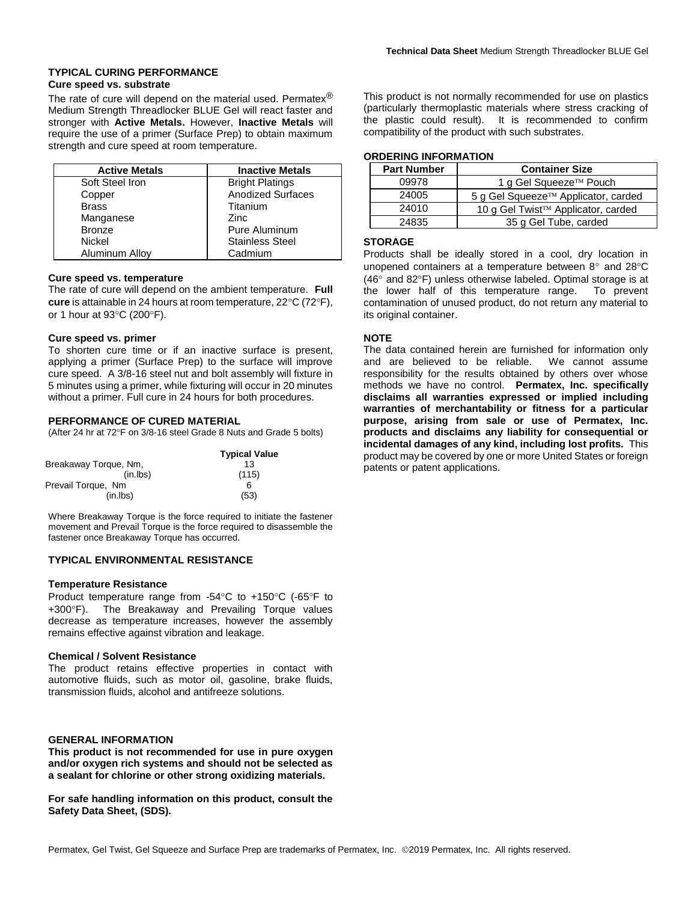## TYPICAL CURING PERFORMANCE

### Cure speed vs. substrate

The rate of cure will depend on the material used. Permatex® Medium Strength Threadlocker BLUE Gel will react faster and stronger with **Active Metals.** However, **Inactive Metals** will require the use of a primer (Surface Prep) to obtain maximum strength and cure speed at room temperature.

| Active Metals | Inactive Metals |
|---|---|
| Soft Steel Iron | Bright Platings |
| Copper | Anodized Surfaces |
| Brass | Titanium |
| Manganese | Zinc |
| Bronze | Pure Aluminum |
| Nickel | Stainless Steel |
| Aluminum Alloy | Cadmium |

### Cure speed vs. temperature

The rate of cure will depend on the ambient temperature. **Full cure** is attainable in 24 hours at room temperature, 22°C (72°F), or 1 hour at 93°C (200°F).

### Cure speed vs. primer

To shorten cure time or if an inactive surface is present, applying a primer (Surface Prep) to the surface will improve cure speed. A 3/8-16 steel nut and bolt assembly will fixture in 5 minutes using a primer, while fixturing will occur in 20 minutes without a primer. Full cure in 24 hours for both procedures.

## PERFORMANCE OF CURED MATERIAL

(After 24 hr at 72°F on 3/8-16 steel Grade 8 Nuts and Grade 5 bolts)

| | Typical Value |
|---|---|
| Breakaway Torque, Nm, | 13 |
| (in.lbs) | (115) |
| Prevail Torque, Nm | 6 |
| (in.lbs) | (53) |

Where Breakaway Torque is the force required to initiate the fastener movement and Prevail Torque is the force required to disassemble the fastener once Breakaway Torque has occurred.

## TYPICAL ENVIRONMENTAL RESISTANCE

### Temperature Resistance

Product temperature range from -54°C to +150°C (-65°F to +300°F). The Breakaway and Prevailing Torque values decrease as temperature increases, however the assembly remains effective against vibration and leakage.

### Chemical / Solvent Resistance

The product retains effective properties in contact with automotive fluids, such as motor oil, gasoline, brake fluids, transmission fluids, alcohol and antifreeze solutions.

## GENERAL INFORMATION

**This product is not recommended for use in pure oxygen and/or oxygen rich systems and should not be selected as a sealant for chlorine or other strong oxidizing materials.**

**For safe handling information on this product, consult the Safety Data Sheet, (SDS).**

This product is not normally recommended for use on plastics (particularly thermoplastic materials where stress cracking of the plastic could result). It is recommended to confirm compatibility of the product with such substrates.

## ORDERING INFORMATION

| Part Number | Container Size |
|---|---|
| 09978 | 1 g Gel Squeeze™ Pouch |
| 24005 | 5 g Gel Squeeze™ Applicator, carded |
| 24010 | 10 g Gel Twist™ Applicator, carded |
| 24835 | 35 g Gel Tube, carded |

## STORAGE

Products shall be ideally stored in a cool, dry location in unopened containers at a temperature between 8° and 28°C (46° and 82°F) unless otherwise labeled. Optimal storage is at the lower half of this temperature range. To prevent contamination of unused product, do not return any material to its original container.

## NOTE

The data contained herein are furnished for information only and are believed to be reliable. We cannot assume responsibility for the results obtained by others over whose methods we have no control. **Permatex, Inc. specifically disclaims all warranties expressed or implied including warranties of merchantability or fitness for a particular purpose, arising from sale or use of Permatex, Inc. products and disclaims any liability for consequential or incidental damages of any kind, including lost profits.** This product may be covered by one or more United States or foreign patents or patent applications.

Permatex, Gel Twist, Gel Squeeze and Surface Prep are trademarks of Permatex, Inc. ©2019 Permatex, Inc. All rights reserved.